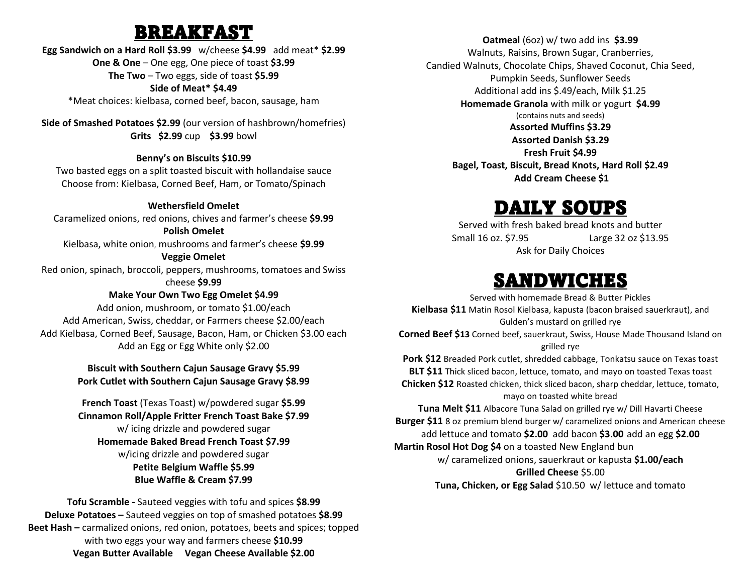# BREAKFAST

**Egg Sandwich on a Hard Roll $3.99** w/cheese **$4.99** add meat* **$2.99**
**One & One** – One egg, One piece of toast **$3.99**
**The Two** – Two eggs, side of toast **$5.99**
**Side of Meat* $4.49**
*Meat choices: kielbasa, corned beef, bacon, sausage, ham

**Side of Smashed Potatoes $2.99** (our version of hashbrown/homefries)
**Grits $2.99** cup **$3.99** bowl

**Benny's on Biscuits $10.99**
Two basted eggs on a split toasted biscuit with hollandaise sauce
Choose from: Kielbasa, Corned Beef, Ham, or Tomato/Spinach

**Wethersfield Omelet**
Caramelized onions, red onions, chives and farmer's cheese **$9.99**
**Polish Omelet**
Kielbasa, white onion, mushrooms and farmer's cheese **$9.99**
**Veggie Omelet**
Red onion, spinach, broccoli, peppers, mushrooms, tomatoes and Swiss cheese **$9.99**
**Make Your Own Two Egg Omelet $4.99**
Add onion, mushroom, or tomato $1.00/each
Add American, Swiss, cheddar, or Farmers cheese $2.00/each
Add Kielbasa, Corned Beef, Sausage, Bacon, Ham, or Chicken $3.00 each
Add an Egg or Egg White only $2.00

**Biscuit with Southern Cajun Sausage Gravy $5.99**
**Pork Cutlet with Southern Cajun Sausage Gravy $8.99**

**French Toast** (Texas Toast) w/powdered sugar **$5.99**
**Cinnamon Roll/Apple Fritter French Toast Bake $7.99**
w/ icing drizzle and powdered sugar
**Homemade Baked Bread French Toast $7.99**
w/icing drizzle and powdered sugar
**Petite Belgium Waffle $5.99**
**Blue Waffle & Cream $7.99**

**Tofu Scramble -** Sauteed veggies with tofu and spices **$8.99**
**Deluxe Potatoes –** Sauteed veggies on top of smashed potatoes **$8.99**
**Beet Hash –** carmalized onions, red onion, potatoes, beets and spices; topped with two eggs your way and farmers cheese **$10.99**
**Vegan Butter Available  Vegan Cheese Available $2.00**

**Oatmeal** (6oz) w/ two add ins **$3.99**
Walnuts, Raisins, Brown Sugar, Cranberries,
Candied Walnuts, Chocolate Chips, Shaved Coconut, Chia Seed,
Pumpkin Seeds, Sunflower Seeds
Additional add ins $.49/each, Milk $1.25
**Homemade Granola** with milk or yogurt **$4.99**
(contains nuts and seeds)
**Assorted Muffins $3.29**
**Assorted Danish $3.29**
**Fresh Fruit $4.99**
**Bagel, Toast, Biscuit, Bread Knots, Hard Roll $2.49**
**Add Cream Cheese $1**

# DAILY SOUPS

Served with fresh baked bread knots and butter
Small 16 oz. $7.95  Large 32 oz $13.95
Ask for Daily Choices

# SANDWICHES

Served with homemade Bread & Butter Pickles
**Kielbasa $11** Matin Rosol Kielbasa, kapusta (bacon braised sauerkraut), and Gulden's mustard on grilled rye
**Corned Beef $13** Corned beef, sauerkraut, Swiss, House Made Thousand Island on grilled rye
**Pork $12** Breaded Pork cutlet, shredded cabbage, Tonkatsu sauce on Texas toast
**BLT $11** Thick sliced bacon, lettuce, tomato, and mayo on toasted Texas toast
**Chicken $12** Roasted chicken, thick sliced bacon, sharp cheddar, lettuce, tomato, mayo on toasted white bread
**Tuna Melt $11** Albacore Tuna Salad on grilled rye w/ Dill Havarti Cheese
**Burger $11** 8 oz premium blend burger w/ caramelized onions and American cheese
add lettuce and tomato **$2.00** add bacon **$3.00** add an egg **$2.00**
**Martin Rosol Hot Dog $4** on a toasted New England bun
w/ caramelized onions, sauerkraut or kapusta **$1.00/each**
**Grilled Cheese** $5.00
**Tuna, Chicken, or Egg Salad** $10.50 w/ lettuce and tomato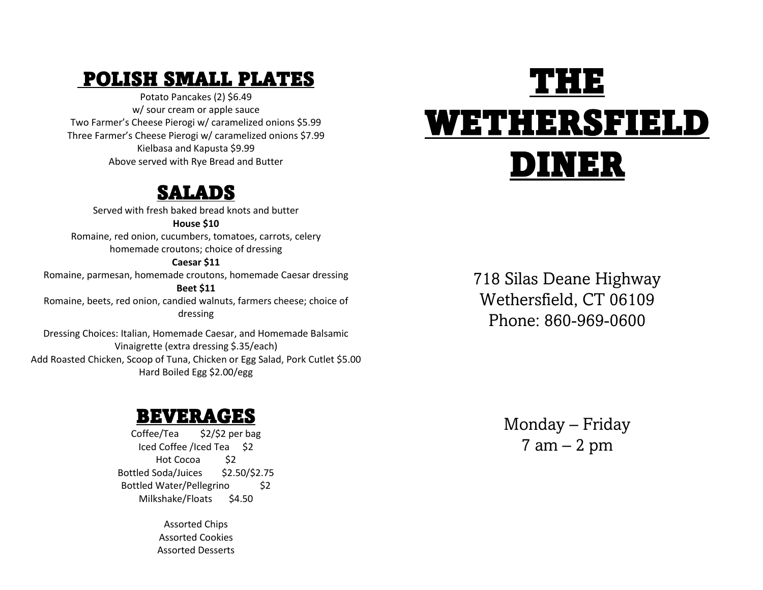## POLISH SMALL PLATES

Potato Pancakes (2) $6.49
w/ sour cream or apple sauce
Two Farmer's Cheese Pierogi w/ caramelized onions $5.99
Three Farmer's Cheese Pierogi w/ caramelized onions $7.99
Kielbasa and Kapusta $9.99
Above served with Rye Bread and Butter

## SALADS

Served with fresh baked bread knots and butter

**House $10**
Romaine, red onion, cucumbers, tomatoes, carrots, celery
homemade croutons; choice of dressing

**Caesar $11**
Romaine, parmesan, homemade croutons, homemade Caesar dressing

**Beet $11**
Romaine, beets, red onion, candied walnuts, farmers cheese; choice of dressing

Dressing Choices: Italian, Homemade Caesar, and Homemade Balsamic Vinaigrette (extra dressing $.35/each)
Add Roasted Chicken, Scoop of Tuna, Chicken or Egg Salad, Pork Cutlet $5.00
Hard Boiled Egg $2.00/egg

## BEVERAGES

| | |
|---|---|
| Coffee/Tea | $2/$2 per bag |
| Iced Coffee /Iced Tea | $2 |
| Hot Cocoa | $2 |
| Bottled Soda/Juices | $2.50/$2.75 |
| Bottled Water/Pellegrino | $2 |
| Milkshake/Floats | $4.50 |

Assorted Chips
Assorted Cookies
Assorted Desserts

# THE WETHERSFIELD DINER

718 Silas Deane Highway
Wethersfield, CT 06109
Phone: 860-969-0600

Monday – Friday
7 am – 2 pm